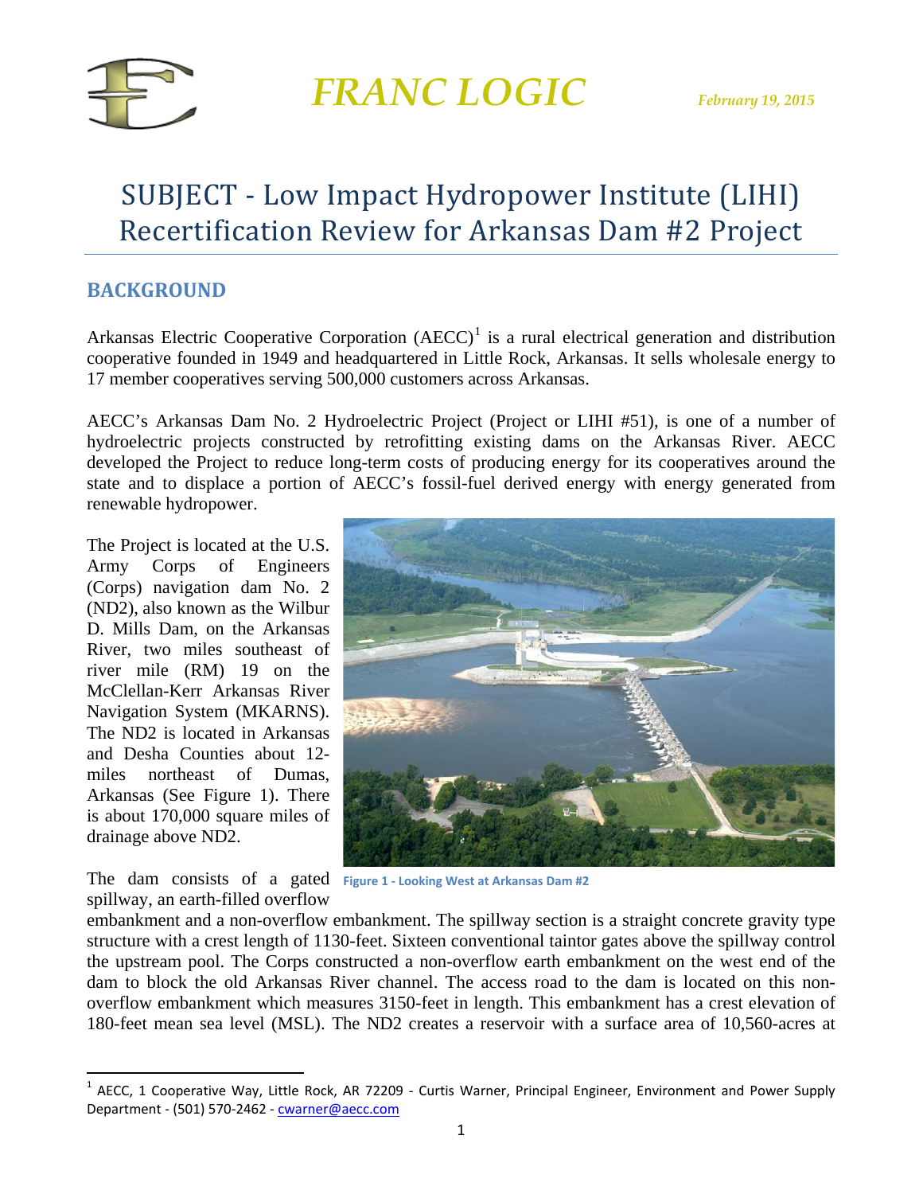FRANC LOGIC

*February 19, 2015*

# SUBJECT - Low Impact Hydropower Institute (LIHI) Recertification Review for Arkansas Dam #2 Project

## BACKGROUND

Arkansas Electric Cooperative Corporation (AECC)[1] is a rural electrical generation and distribution cooperative founded in 1949 and headquartered in Little Rock, Arkansas. It sells wholesale energy to 17 member cooperatives serving 500,000 customers across Arkansas.

AECC's Arkansas Dam No. 2 Hydroelectric Project (Project or LIHI #51), is one of a number of hydroelectric projects constructed by retrofitting existing dams on the Arkansas River. AECC developed the Project to reduce long-term costs of producing energy for its cooperatives around the state and to displace a portion of AECC's fossil-fuel derived energy with energy generated from renewable hydropower.

The Project is located at the U.S. Army Corps of Engineers (Corps) navigation dam No. 2 (ND2), also known as the Wilbur D. Mills Dam, on the Arkansas River, two miles southeast of river mile (RM) 19 on the McClellan-Kerr Arkansas River Navigation System (MKARNS). The ND2 is located in Arkansas and Desha Counties about 12-miles northeast of Dumas, Arkansas (See Figure 1). There is about 170,000 square miles of drainage above ND2.

Figure 1 - Looking West at Arkansas Dam #2

The dam consists of a gated spillway, an earth-filled overflow embankment and a non-overflow embankment. The spillway section is a straight concrete gravity type structure with a crest length of 1130-feet. Sixteen conventional taintor gates above the spillway control the upstream pool. The Corps constructed a non-overflow earth embankment on the west end of the dam to block the old Arkansas River channel. The access road to the dam is located on this non-overflow embankment which measures 3150-feet in length. This embankment has a crest elevation of 180-feet mean sea level (MSL). The ND2 creates a reservoir with a surface area of 10,560-acres at

[1] AECC, 1 Cooperative Way, Little Rock, AR 72209 - Curtis Warner, Principal Engineer, Environment and Power Supply Department - (501) 570-2462 - cwarner@aecc.com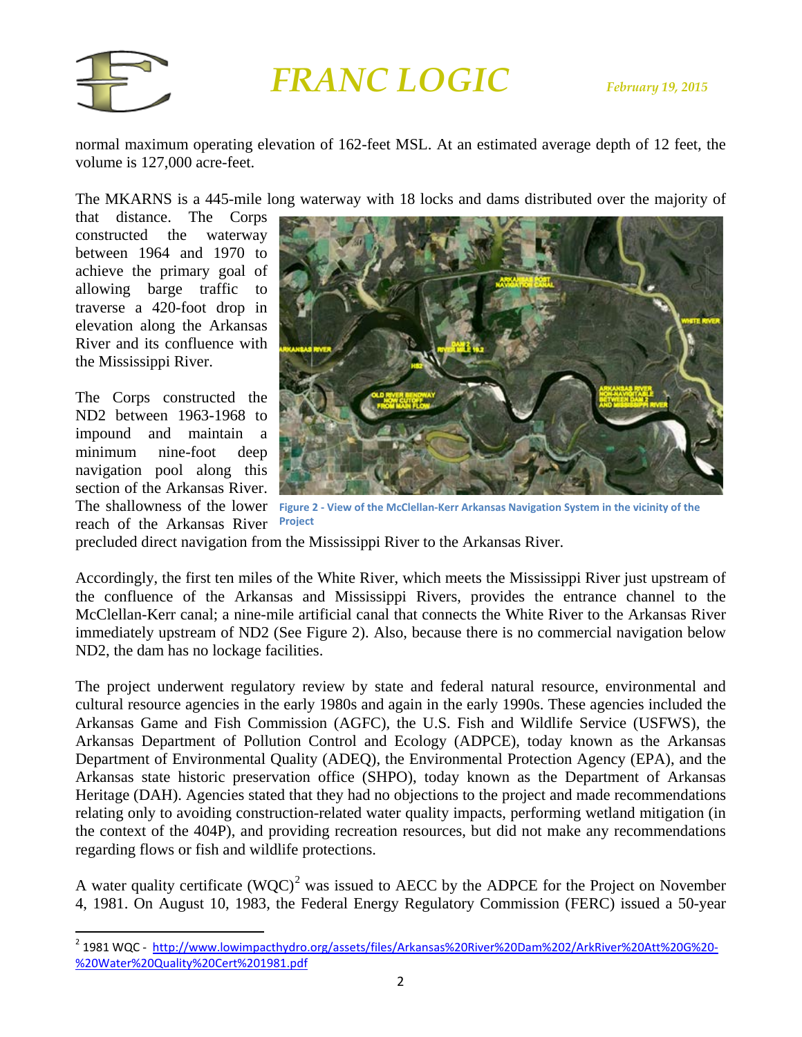normal maximum operating elevation of 162-feet MSL. At an estimated average depth of 12 feet, the volume is 127,000 acre-feet.

The MKARNS is a 445-mile long waterway with 18 locks and dams distributed over the majority of that distance. The Corps constructed the waterway between 1964 and 1970 to achieve the primary goal of allowing barge traffic to traverse a 420-foot drop in elevation along the Arkansas River and its confluence with the Mississippi River.

The Corps constructed the ND2 between 1963-1968 to impound and maintain a minimum nine-foot deep navigation pool along this section of the Arkansas River. The shallowness of the lower reach of the Arkansas River precluded direct navigation from the Mississippi River to the Arkansas River.

Figure 2 - View of the McClellan-Kerr Arkansas Navigation System in the vicinity of the Project

Accordingly, the first ten miles of the White River, which meets the Mississippi River just upstream of the confluence of the Arkansas and Mississippi Rivers, provides the entrance channel to the McClellan-Kerr canal; a nine-mile artificial canal that connects the White River to the Arkansas River immediately upstream of ND2 (See Figure 2). Also, because there is no commercial navigation below ND2, the dam has no lockage facilities.

The project underwent regulatory review by state and federal natural resource, environmental and cultural resource agencies in the early 1980s and again in the early 1990s. These agencies included the Arkansas Game and Fish Commission (AGFC), the U.S. Fish and Wildlife Service (USFWS), the Arkansas Department of Pollution Control and Ecology (ADPCE), today known as the Arkansas Department of Environmental Quality (ADEQ), the Environmental Protection Agency (EPA), and the Arkansas state historic preservation office (SHPO), today known as the Department of Arkansas Heritage (DAH). Agencies stated that they had no objections to the project and made recommendations relating only to avoiding construction-related water quality impacts, performing wetland mitigation (in the context of the 404P), and providing recreation resources, but did not make any recommendations regarding flows or fish and wildlife protections.

A water quality certificate (WQC)[2] was issued to AECC by the ADPCE for the Project on November 4, 1981. On August 10, 1983, the Federal Energy Regulatory Commission (FERC) issued a 50-year

[2] 1981 WQC - http://www.lowimpacthydro.org/assets/files/Arkansas%20River%20Dam%202/ArkRiver%20Att%20G%20-%20Water%20Quality%20Cert%201981.pdf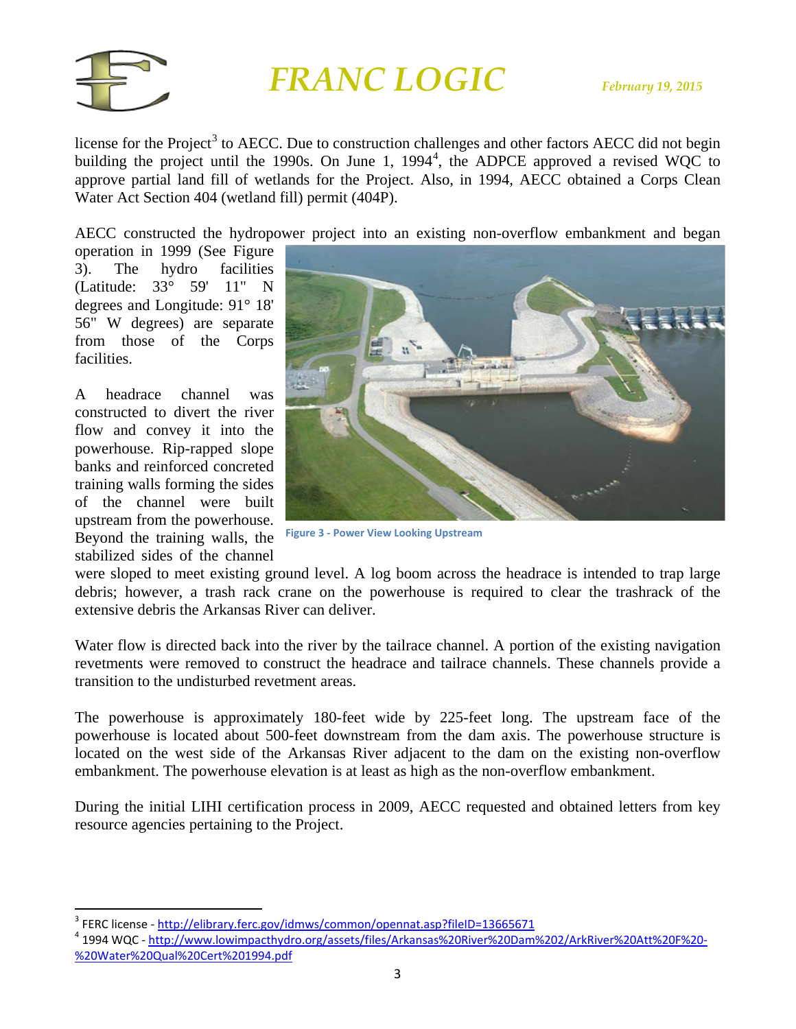license for the Project[3] to AECC. Due to construction challenges and other factors AECC did not begin building the project until the 1990s. On June 1, 1994[4], the ADPCE approved a revised WQC to approve partial land fill of wetlands for the Project. Also, in 1994, AECC obtained a Corps Clean Water Act Section 404 (wetland fill) permit (404P).

AECC constructed the hydropower project into an existing non-overflow embankment and began operation in 1999 (See Figure 3). The hydro facilities (Latitude: 33° 59' 11" N degrees and Longitude: 91° 18' 56" W degrees) are separate from those of the Corps facilities.

Figure 3 - Power View Looking Upstream

A headrace channel was constructed to divert the river flow and convey it into the powerhouse. Rip-rapped slope banks and reinforced concreted training walls forming the sides of the channel were built upstream from the powerhouse. Beyond the training walls, the stabilized sides of the channel were sloped to meet existing ground level. A log boom across the headrace is intended to trap large debris; however, a trash rack crane on the powerhouse is required to clear the trashrack of the extensive debris the Arkansas River can deliver.

Water flow is directed back into the river by the tailrace channel. A portion of the existing navigation revetments were removed to construct the headrace and tailrace channels. These channels provide a transition to the undisturbed revetment areas.

The powerhouse is approximately 180-feet wide by 225-feet long. The upstream face of the powerhouse is located about 500-feet downstream from the dam axis. The powerhouse structure is located on the west side of the Arkansas River adjacent to the dam on the existing non-overflow embankment. The powerhouse elevation is at least as high as the non-overflow embankment.

During the initial LIHI certification process in 2009, AECC requested and obtained letters from key resource agencies pertaining to the Project.

---

[3] FERC license - http://elibrary.ferc.gov/idmws/common/opennat.asp?fileID=13665671

[4] 1994 WQC - http://www.lowimpacthydro.org/assets/files/Arkansas%20River%20Dam%202/ArkRiver%20Att%20F%20-%20Water%20Qual%20Cert%201994.pdf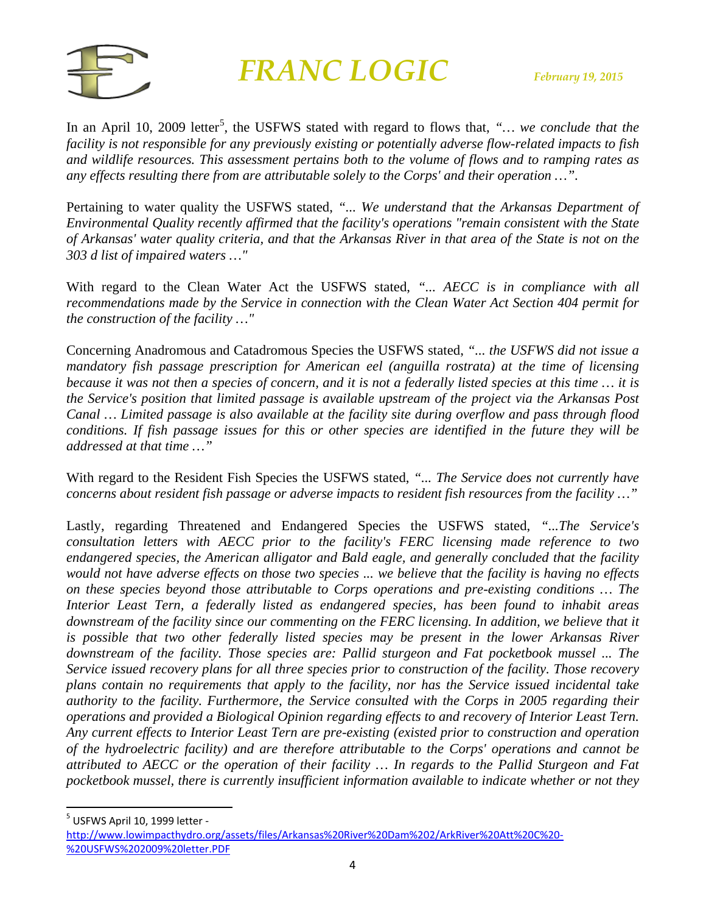In an April 10, 2009 letter[5], the USFWS stated with regard to flows that, *"… we conclude that the facility is not responsible for any previously existing or potentially adverse flow-related impacts to fish and wildlife resources. This assessment pertains both to the volume of flows and to ramping rates as any effects resulting there from are attributable solely to the Corps' and their operation …".*

Pertaining to water quality the USFWS stated, *"... We understand that the Arkansas Department of Environmental Quality recently affirmed that the facility's operations "remain consistent with the State of Arkansas' water quality criteria, and that the Arkansas River in that area of the State is not on the 303 d list of impaired waters …"*

With regard to the Clean Water Act the USFWS stated, *"... AECC is in compliance with all recommendations made by the Service in connection with the Clean Water Act Section 404 permit for the construction of the facility …"*

Concerning Anadromous and Catadromous Species the USFWS stated, *"... the USFWS did not issue a mandatory fish passage prescription for American eel (anguilla rostrata) at the time of licensing because it was not then a species of concern, and it is not a federally listed species at this time … it is the Service's position that limited passage is available upstream of the project via the Arkansas Post Canal … Limited passage is also available at the facility site during overflow and pass through flood conditions. If fish passage issues for this or other species are identified in the future they will be addressed at that time …"*

With regard to the Resident Fish Species the USFWS stated, *"... The Service does not currently have concerns about resident fish passage or adverse impacts to resident fish resources from the facility …"*

Lastly, regarding Threatened and Endangered Species the USFWS stated, *"...The Service's consultation letters with AECC prior to the facility's FERC licensing made reference to two endangered species, the American alligator and Bald eagle, and generally concluded that the facility would not have adverse effects on those two species ... we believe that the facility is having no effects on these species beyond those attributable to Corps operations and pre-existing conditions … The Interior Least Tern, a federally listed as endangered species, has been found to inhabit areas downstream of the facility since our commenting on the FERC licensing. In addition, we believe that it is possible that two other federally listed species may be present in the lower Arkansas River downstream of the facility. Those species are: Pallid sturgeon and Fat pocketbook mussel ... The Service issued recovery plans for all three species prior to construction of the facility. Those recovery plans contain no requirements that apply to the facility, nor has the Service issued incidental take authority to the facility. Furthermore, the Service consulted with the Corps in 2005 regarding their operations and provided a Biological Opinion regarding effects to and recovery of Interior Least Tern. Any current effects to Interior Least Tern are pre-existing (existed prior to construction and operation of the hydroelectric facility) and are therefore attributable to the Corps' operations and cannot be attributed to AECC or the operation of their facility … In regards to the Pallid Sturgeon and Fat pocketbook mussel, there is currently insufficient information available to indicate whether or not they*

---

[5] USFWS April 10, 1999 letter - http://www.lowimpacthydro.org/assets/files/Arkansas%20River%20Dam%202/ArkRiver%20Att%20C%20-%20USFWS%202009%20letter.PDF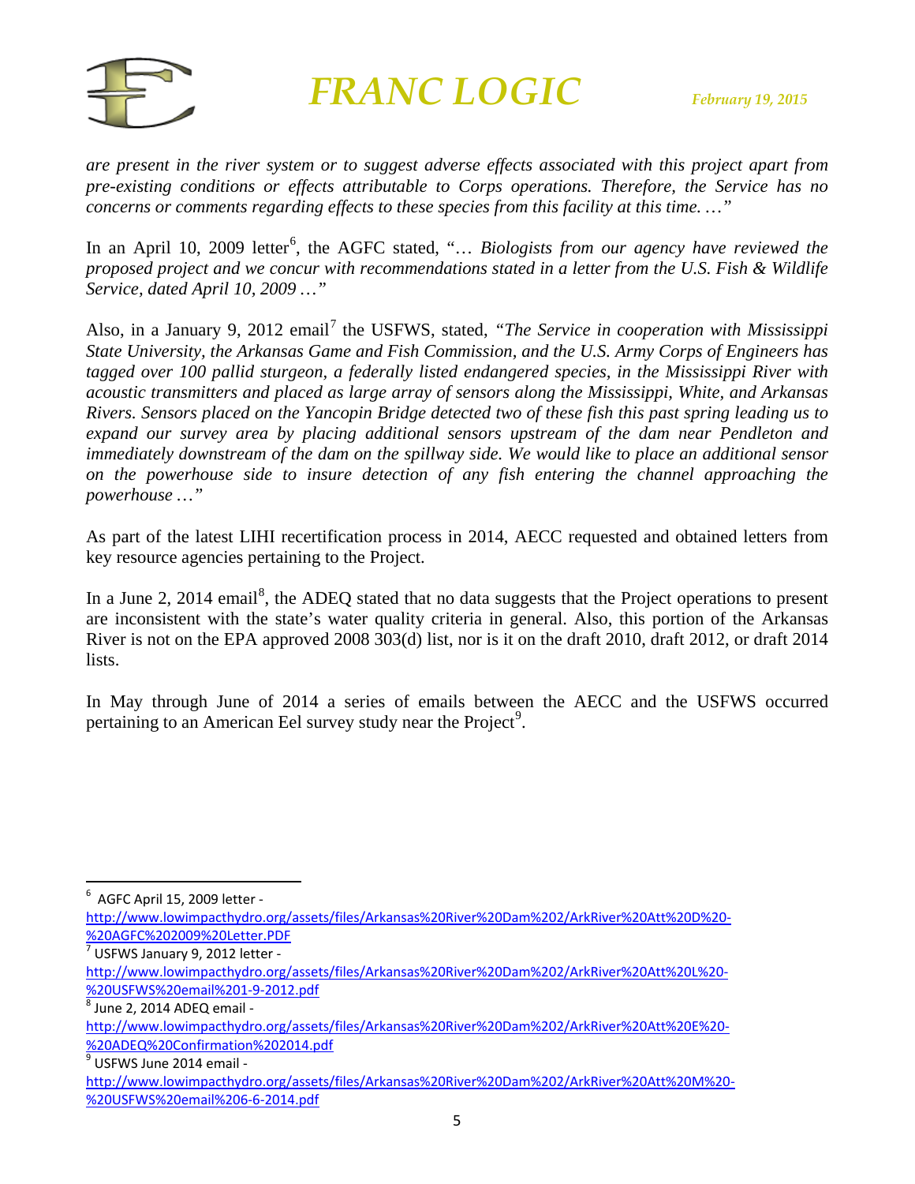*are present in the river system or to suggest adverse effects associated with this project apart from pre-existing conditions or effects attributable to Corps operations. Therefore, the Service has no concerns or comments regarding effects to these species from this facility at this time. …"*

In an April 10, 2009 letter[6], the AGFC stated, "*… Biologists from our agency have reviewed the proposed project and we concur with recommendations stated in a letter from the U.S. Fish & Wildlife Service, dated April 10, 2009 …"*

Also, in a January 9, 2012 email[7] the USFWS, stated, *"The Service in cooperation with Mississippi State University, the Arkansas Game and Fish Commission, and the U.S. Army Corps of Engineers has tagged over 100 pallid sturgeon, a federally listed endangered species, in the Mississippi River with acoustic transmitters and placed as large array of sensors along the Mississippi, White, and Arkansas Rivers. Sensors placed on the Yancopin Bridge detected two of these fish this past spring leading us to expand our survey area by placing additional sensors upstream of the dam near Pendleton and immediately downstream of the dam on the spillway side. We would like to place an additional sensor on the powerhouse side to insure detection of any fish entering the channel approaching the powerhouse …"*

As part of the latest LIHI recertification process in 2014, AECC requested and obtained letters from key resource agencies pertaining to the Project.

In a June 2, 2014 email[8], the ADEQ stated that no data suggests that the Project operations to present are inconsistent with the state's water quality criteria in general. Also, this portion of the Arkansas River is not on the EPA approved 2008 303(d) list, nor is it on the draft 2010, draft 2012, or draft 2014 lists.

In May through June of 2014 a series of emails between the AECC and the USFWS occurred pertaining to an American Eel survey study near the Project[9].

---

[6] AGFC April 15, 2009 letter - http://www.lowimpacthydro.org/assets/files/Arkansas%20River%20Dam%202/ArkRiver%20Att%20D%20-%20AGFC%202009%20Letter.PDF

[7] USFWS January 9, 2012 letter - http://www.lowimpacthydro.org/assets/files/Arkansas%20River%20Dam%202/ArkRiver%20Att%20L%20-%20USFWS%20email%201-9-2012.pdf

[8] June 2, 2014 ADEQ email - http://www.lowimpacthydro.org/assets/files/Arkansas%20River%20Dam%202/ArkRiver%20Att%20E%20-%20ADEQ%20Confirmation%202014.pdf

[9] USFWS June 2014 email - http://www.lowimpacthydro.org/assets/files/Arkansas%20River%20Dam%202/ArkRiver%20Att%20M%20-%20USFWS%20email%206-6-2014.pdf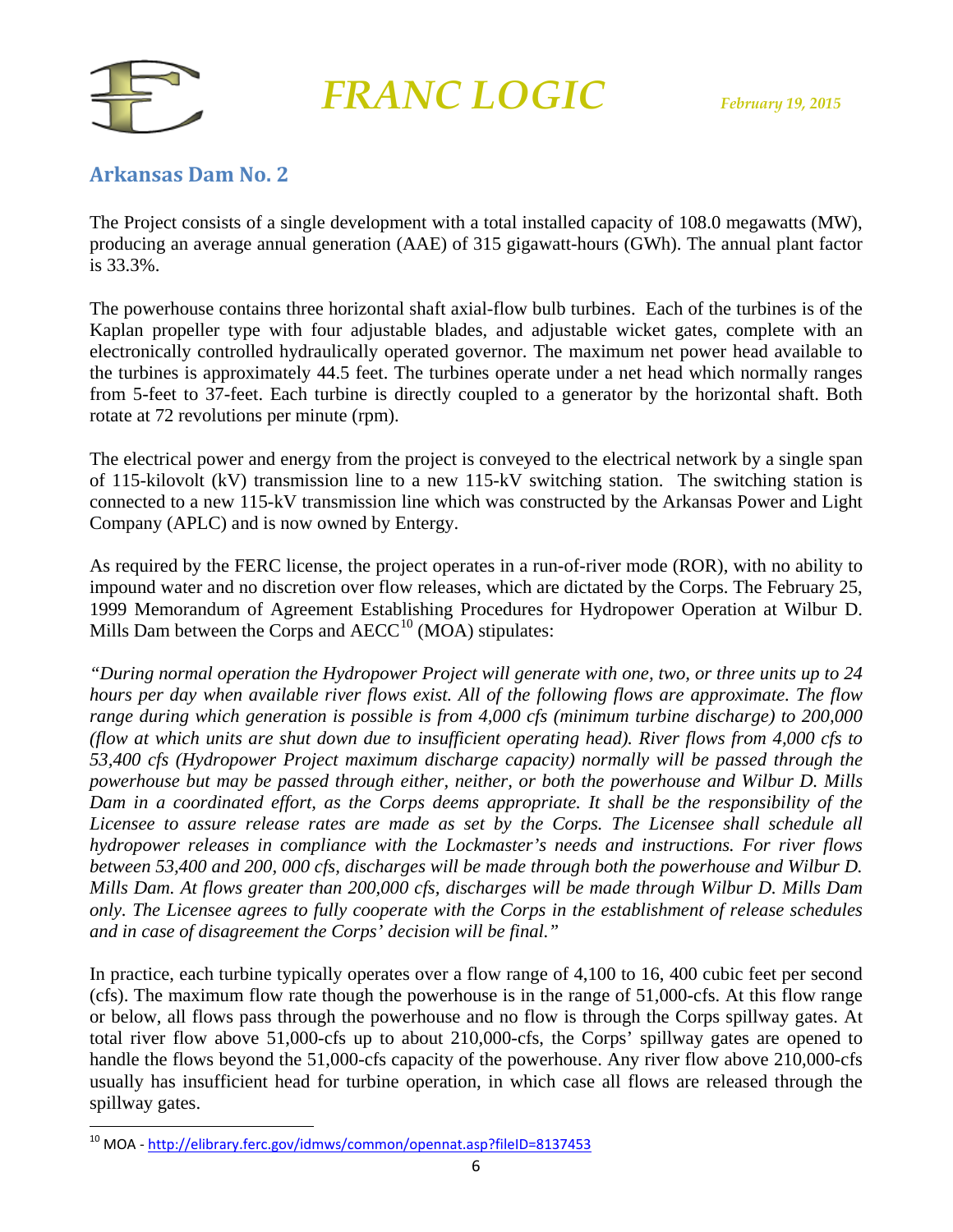## Arkansas Dam No. 2

The Project consists of a single development with a total installed capacity of 108.0 megawatts (MW), producing an average annual generation (AAE) of 315 gigawatt-hours (GWh). The annual plant factor is 33.3%.

The powerhouse contains three horizontal shaft axial-flow bulb turbines. Each of the turbines is of the Kaplan propeller type with four adjustable blades, and adjustable wicket gates, complete with an electronically controlled hydraulically operated governor. The maximum net power head available to the turbines is approximately 44.5 feet. The turbines operate under a net head which normally ranges from 5-feet to 37-feet. Each turbine is directly coupled to a generator by the horizontal shaft. Both rotate at 72 revolutions per minute (rpm).

The electrical power and energy from the project is conveyed to the electrical network by a single span of 115-kilovolt (kV) transmission line to a new 115-kV switching station. The switching station is connected to a new 115-kV transmission line which was constructed by the Arkansas Power and Light Company (APLC) and is now owned by Entergy.

As required by the FERC license, the project operates in a run-of-river mode (ROR), with no ability to impound water and no discretion over flow releases, which are dictated by the Corps. The February 25, 1999 Memorandum of Agreement Establishing Procedures for Hydropower Operation at Wilbur D. Mills Dam between the Corps and AECC[10] (MOA) stipulates:

*"During normal operation the Hydropower Project will generate with one, two, or three units up to 24 hours per day when available river flows exist. All of the following flows are approximate. The flow range during which generation is possible is from 4,000 cfs (minimum turbine discharge) to 200,000 (flow at which units are shut down due to insufficient operating head). River flows from 4,000 cfs to 53,400 cfs (Hydropower Project maximum discharge capacity) normally will be passed through the powerhouse but may be passed through either, neither, or both the powerhouse and Wilbur D. Mills Dam in a coordinated effort, as the Corps deems appropriate. It shall be the responsibility of the Licensee to assure release rates are made as set by the Corps. The Licensee shall schedule all hydropower releases in compliance with the Lockmaster's needs and instructions. For river flows between 53,400 and 200, 000 cfs, discharges will be made through both the powerhouse and Wilbur D. Mills Dam. At flows greater than 200,000 cfs, discharges will be made through Wilbur D. Mills Dam only. The Licensee agrees to fully cooperate with the Corps in the establishment of release schedules and in case of disagreement the Corps' decision will be final."*

In practice, each turbine typically operates over a flow range of 4,100 to 16, 400 cubic feet per second (cfs). The maximum flow rate though the powerhouse is in the range of 51,000-cfs. At this flow range or below, all flows pass through the powerhouse and no flow is through the Corps spillway gates. At total river flow above 51,000-cfs up to about 210,000-cfs, the Corps' spillway gates are opened to handle the flows beyond the 51,000-cfs capacity of the powerhouse. Any river flow above 210,000-cfs usually has insufficient head for turbine operation, in which case all flows are released through the spillway gates.

---

[10] MOA - http://elibrary.ferc.gov/idmws/common/opennat.asp?fileID=8137453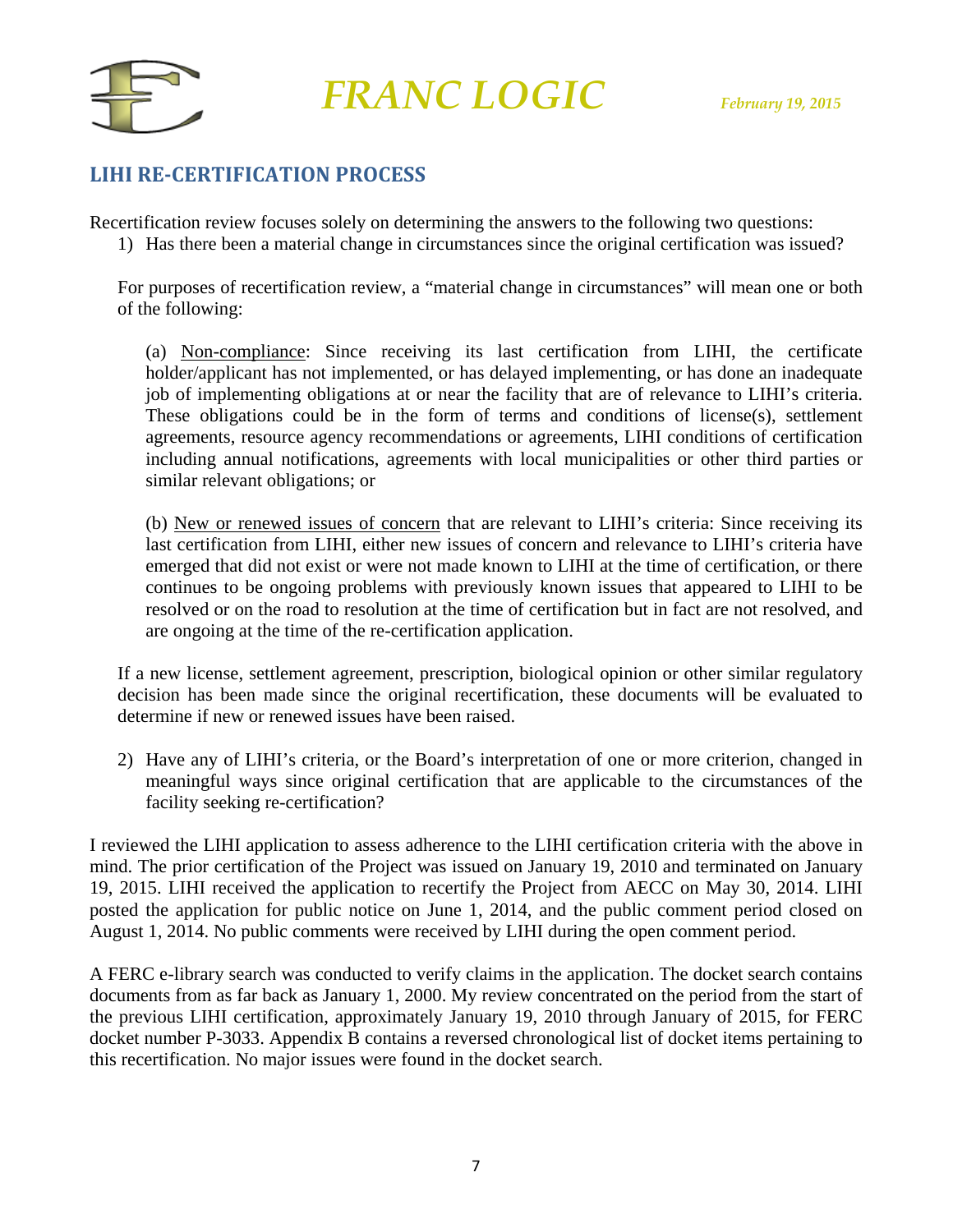## LIHI RE-CERTIFICATION PROCESS

Recertification review focuses solely on determining the answers to the following two questions:

1) Has there been a material change in circumstances since the original certification was issued?

For purposes of recertification review, a "material change in circumstances" will mean one or both of the following:

(a) Non-compliance: Since receiving its last certification from LIHI, the certificate holder/applicant has not implemented, or has delayed implementing, or has done an inadequate job of implementing obligations at or near the facility that are of relevance to LIHI's criteria. These obligations could be in the form of terms and conditions of license(s), settlement agreements, resource agency recommendations or agreements, LIHI conditions of certification including annual notifications, agreements with local municipalities or other third parties or similar relevant obligations; or

(b) New or renewed issues of concern that are relevant to LIHI's criteria: Since receiving its last certification from LIHI, either new issues of concern and relevance to LIHI's criteria have emerged that did not exist or were not made known to LIHI at the time of certification, or there continues to be ongoing problems with previously known issues that appeared to LIHI to be resolved or on the road to resolution at the time of certification but in fact are not resolved, and are ongoing at the time of the re-certification application.

If a new license, settlement agreement, prescription, biological opinion or other similar regulatory decision has been made since the original recertification, these documents will be evaluated to determine if new or renewed issues have been raised.

2) Have any of LIHI's criteria, or the Board's interpretation of one or more criterion, changed in meaningful ways since original certification that are applicable to the circumstances of the facility seeking re-certification?

I reviewed the LIHI application to assess adherence to the LIHI certification criteria with the above in mind. The prior certification of the Project was issued on January 19, 2010 and terminated on January 19, 2015. LIHI received the application to recertify the Project from AECC on May 30, 2014. LIHI posted the application for public notice on June 1, 2014, and the public comment period closed on August 1, 2014. No public comments were received by LIHI during the open comment period.

A FERC e-library search was conducted to verify claims in the application. The docket search contains documents from as far back as January 1, 2000. My review concentrated on the period from the start of the previous LIHI certification, approximately January 19, 2010 through January of 2015, for FERC docket number P-3033. Appendix B contains a reversed chronological list of docket items pertaining to this recertification. No major issues were found in the docket search.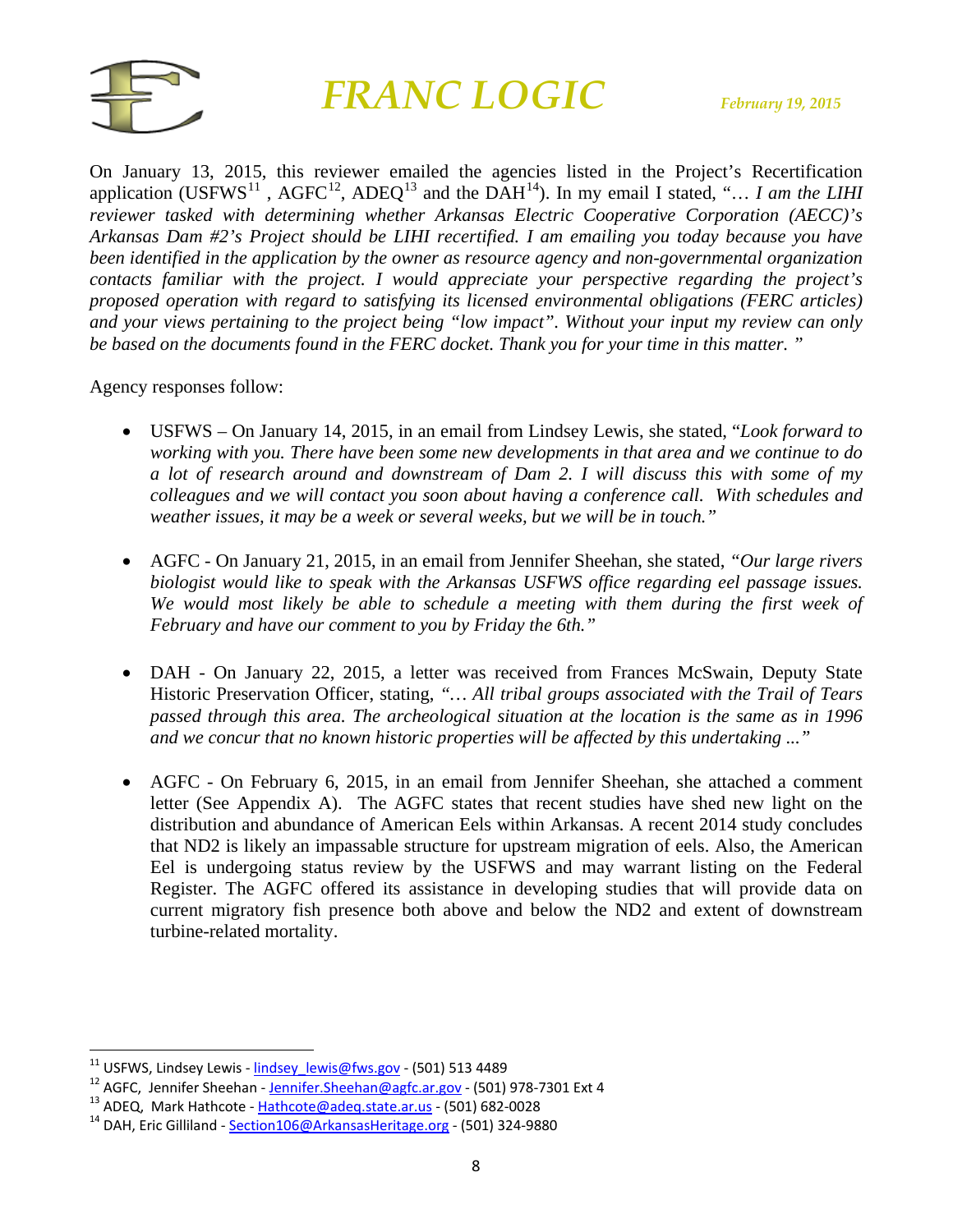On January 13, 2015, this reviewer emailed the agencies listed in the Project's Recertification application (USFWS[11], AGFC[12], ADEQ[13] and the DAH[14]). In my email I stated, "*… I am the LIHI reviewer tasked with determining whether Arkansas Electric Cooperative Corporation (AECC)'s Arkansas Dam #2's Project should be LIHI recertified. I am emailing you today because you have been identified in the application by the owner as resource agency and non-governmental organization contacts familiar with the project. I would appreciate your perspective regarding the project's proposed operation with regard to satisfying its licensed environmental obligations (FERC articles) and your views pertaining to the project being "low impact". Without your input my review can only be based on the documents found in the FERC docket. Thank you for your time in this matter.* "

Agency responses follow:

- USFWS – On January 14, 2015, in an email from Lindsey Lewis, she stated, "*Look forward to working with you. There have been some new developments in that area and we continue to do a lot of research around and downstream of Dam 2. I will discuss this with some of my colleagues and we will contact you soon about having a conference call. With schedules and weather issues, it may be a week or several weeks, but we will be in touch.*"

- AGFC - On January 21, 2015, in an email from Jennifer Sheehan, she stated, *"Our large rivers biologist would like to speak with the Arkansas USFWS office regarding eel passage issues. We would most likely be able to schedule a meeting with them during the first week of February and have our comment to you by Friday the 6th."*

- DAH - On January 22, 2015, a letter was received from Frances McSwain, Deputy State Historic Preservation Officer, stating, *"… All tribal groups associated with the Trail of Tears passed through this area. The archeological situation at the location is the same as in 1996 and we concur that no known historic properties will be affected by this undertaking ..."*

- AGFC - On February 6, 2015, in an email from Jennifer Sheehan, she attached a comment letter (See Appendix A). The AGFC states that recent studies have shed new light on the distribution and abundance of American Eels within Arkansas. A recent 2014 study concludes that ND2 is likely an impassable structure for upstream migration of eels. Also, the American Eel is undergoing status review by the USFWS and may warrant listing on the Federal Register. The AGFC offered its assistance in developing studies that will provide data on current migratory fish presence both above and below the ND2 and extent of downstream turbine-related mortality.

---

[11] USFWS, Lindsey Lewis - lindsey_lewis@fws.gov - (501) 513 4489

[12] AGFC, Jennifer Sheehan - Jennifer.Sheehan@agfc.ar.gov - (501) 978-7301 Ext 4

[13] ADEQ, Mark Hathcote - Hathcote@adeq.state.ar.us - (501) 682-0028

[14] DAH, Eric Gilliland - Section106@ArkansasHeritage.org - (501) 324-9880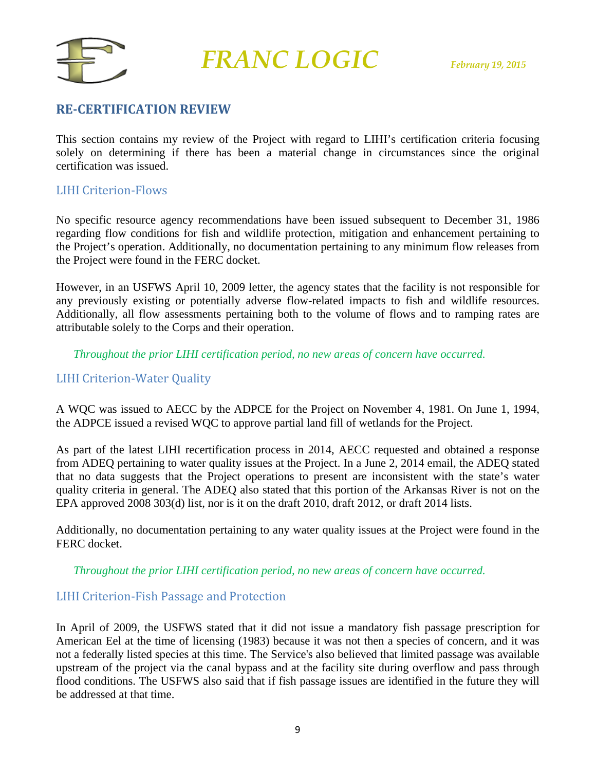## RE-CERTIFICATION REVIEW

This section contains my review of the Project with regard to LIHI's certification criteria focusing solely on determining if there has been a material change in circumstances since the original certification was issued.

### LIHI Criterion-Flows

No specific resource agency recommendations have been issued subsequent to December 31, 1986 regarding flow conditions for fish and wildlife protection, mitigation and enhancement pertaining to the Project's operation. Additionally, no documentation pertaining to any minimum flow releases from the Project were found in the FERC docket.

However, in an USFWS April 10, 2009 letter, the agency states that the facility is not responsible for any previously existing or potentially adverse flow-related impacts to fish and wildlife resources. Additionally, all flow assessments pertaining both to the volume of flows and to ramping rates are attributable solely to the Corps and their operation.

*Throughout the prior LIHI certification period, no new areas of concern have occurred.*

### LIHI Criterion-Water Quality

A WQC was issued to AECC by the ADPCE for the Project on November 4, 1981. On June 1, 1994, the ADPCE issued a revised WQC to approve partial land fill of wetlands for the Project.

As part of the latest LIHI recertification process in 2014, AECC requested and obtained a response from ADEQ pertaining to water quality issues at the Project. In a June 2, 2014 email, the ADEQ stated that no data suggests that the Project operations to present are inconsistent with the state's water quality criteria in general. The ADEQ also stated that this portion of the Arkansas River is not on the EPA approved 2008 303(d) list, nor is it on the draft 2010, draft 2012, or draft 2014 lists.

Additionally, no documentation pertaining to any water quality issues at the Project were found in the FERC docket.

*Throughout the prior LIHI certification period, no new areas of concern have occurred.*

### LIHI Criterion-Fish Passage and Protection

In April of 2009, the USFWS stated that it did not issue a mandatory fish passage prescription for American Eel at the time of licensing (1983) because it was not then a species of concern, and it was not a federally listed species at this time. The Service's also believed that limited passage was available upstream of the project via the canal bypass and at the facility site during overflow and pass through flood conditions. The USFWS also said that if fish passage issues are identified in the future they will be addressed at that time.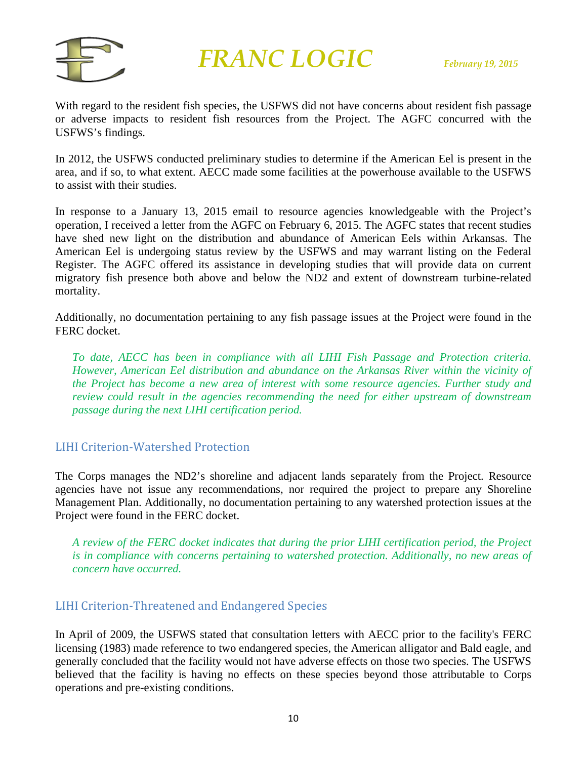With regard to the resident fish species, the USFWS did not have concerns about resident fish passage or adverse impacts to resident fish resources from the Project. The AGFC concurred with the USFWS's findings.

In 2012, the USFWS conducted preliminary studies to determine if the American Eel is present in the area, and if so, to what extent. AECC made some facilities at the powerhouse available to the USFWS to assist with their studies.

In response to a January 13, 2015 email to resource agencies knowledgeable with the Project's operation, I received a letter from the AGFC on February 6, 2015. The AGFC states that recent studies have shed new light on the distribution and abundance of American Eels within Arkansas. The American Eel is undergoing status review by the USFWS and may warrant listing on the Federal Register. The AGFC offered its assistance in developing studies that will provide data on current migratory fish presence both above and below the ND2 and extent of downstream turbine-related mortality.

Additionally, no documentation pertaining to any fish passage issues at the Project were found in the FERC docket.

> *To date, AECC has been in compliance with all LIHI Fish Passage and Protection criteria. However, American Eel distribution and abundance on the Arkansas River within the vicinity of the Project has become a new area of interest with some resource agencies. Further study and review could result in the agencies recommending the need for either upstream of downstream passage during the next LIHI certification period.*

## LIHI Criterion-Watershed Protection

The Corps manages the ND2's shoreline and adjacent lands separately from the Project. Resource agencies have not issue any recommendations, nor required the project to prepare any Shoreline Management Plan. Additionally, no documentation pertaining to any watershed protection issues at the Project were found in the FERC docket.

> *A review of the FERC docket indicates that during the prior LIHI certification period, the Project is in compliance with concerns pertaining to watershed protection. Additionally, no new areas of concern have occurred.*

## LIHI Criterion-Threatened and Endangered Species

In April of 2009, the USFWS stated that consultation letters with AECC prior to the facility's FERC licensing (1983) made reference to two endangered species, the American alligator and Bald eagle, and generally concluded that the facility would not have adverse effects on those two species. The USFWS believed that the facility is having no effects on these species beyond those attributable to Corps operations and pre-existing conditions.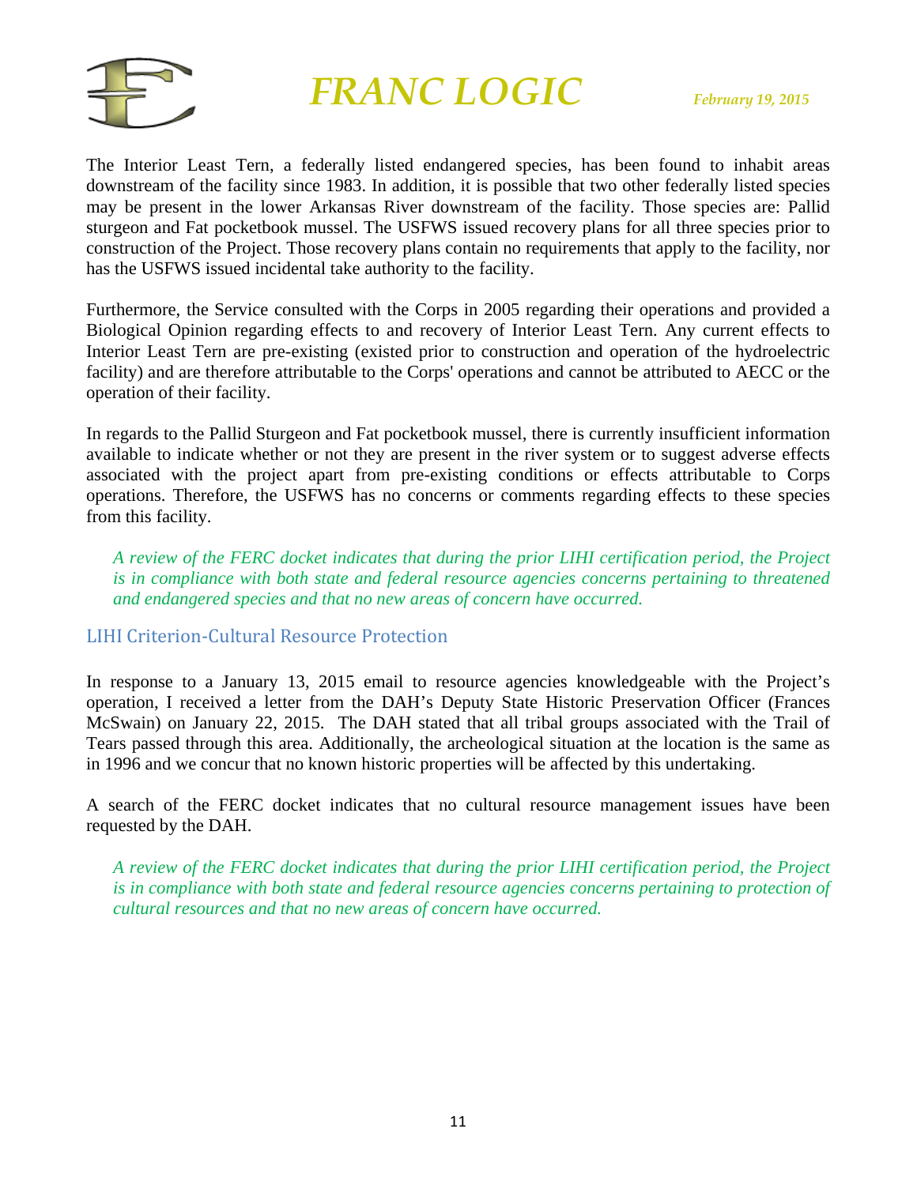The Interior Least Tern, a federally listed endangered species, has been found to inhabit areas downstream of the facility since 1983. In addition, it is possible that two other federally listed species may be present in the lower Arkansas River downstream of the facility. Those species are: Pallid sturgeon and Fat pocketbook mussel. The USFWS issued recovery plans for all three species prior to construction of the Project. Those recovery plans contain no requirements that apply to the facility, nor has the USFWS issued incidental take authority to the facility.

Furthermore, the Service consulted with the Corps in 2005 regarding their operations and provided a Biological Opinion regarding effects to and recovery of Interior Least Tern. Any current effects to Interior Least Tern are pre-existing (existed prior to construction and operation of the hydroelectric facility) and are therefore attributable to the Corps' operations and cannot be attributed to AECC or the operation of their facility.

In regards to the Pallid Sturgeon and Fat pocketbook mussel, there is currently insufficient information available to indicate whether or not they are present in the river system or to suggest adverse effects associated with the project apart from pre-existing conditions or effects attributable to Corps operations. Therefore, the USFWS has no concerns or comments regarding effects to these species from this facility.

> *A review of the FERC docket indicates that during the prior LIHI certification period, the Project is in compliance with both state and federal resource agencies concerns pertaining to threatened and endangered species and that no new areas of concern have occurred.*

## LIHI Criterion-Cultural Resource Protection

In response to a January 13, 2015 email to resource agencies knowledgeable with the Project's operation, I received a letter from the DAH's Deputy State Historic Preservation Officer (Frances McSwain) on January 22, 2015. The DAH stated that all tribal groups associated with the Trail of Tears passed through this area. Additionally, the archeological situation at the location is the same as in 1996 and we concur that no known historic properties will be affected by this undertaking.

A search of the FERC docket indicates that no cultural resource management issues have been requested by the DAH.

> *A review of the FERC docket indicates that during the prior LIHI certification period, the Project is in compliance with both state and federal resource agencies concerns pertaining to protection of cultural resources and that no new areas of concern have occurred.*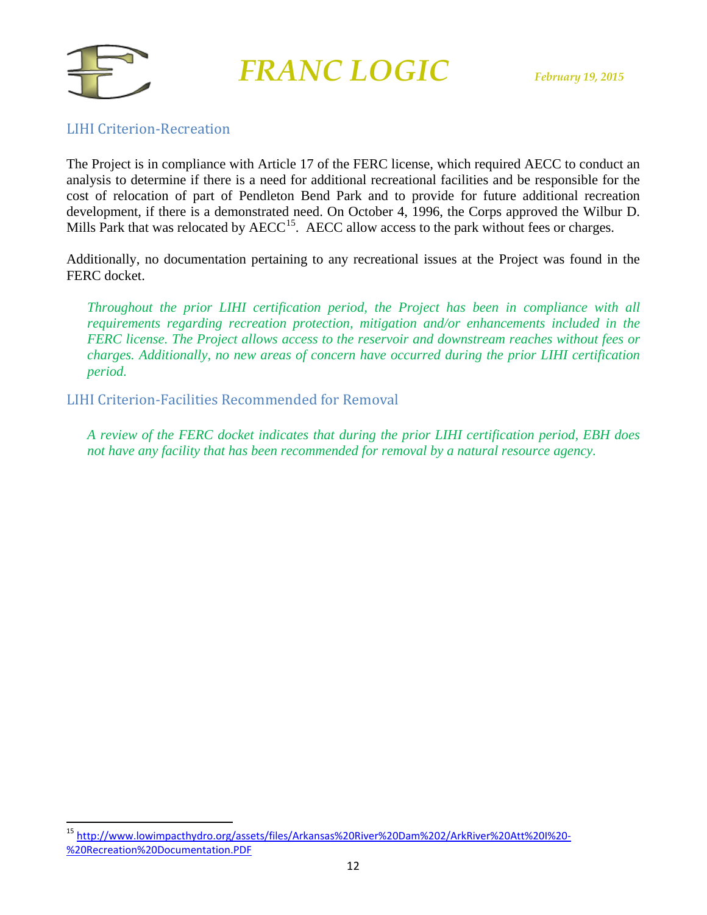## LIHI Criterion-Recreation

The Project is in compliance with Article 17 of the FERC license, which required AECC to conduct an analysis to determine if there is a need for additional recreational facilities and be responsible for the cost of relocation of part of Pendleton Bend Park and to provide for future additional recreation development, if there is a demonstrated need. On October 4, 1996, the Corps approved the Wilbur D. Mills Park that was relocated by AECC[15]. AECC allow access to the park without fees or charges.

Additionally, no documentation pertaining to any recreational issues at the Project was found in the FERC docket.

> *Throughout the prior LIHI certification period, the Project has been in compliance with all requirements regarding recreation protection, mitigation and/or enhancements included in the FERC license. The Project allows access to the reservoir and downstream reaches without fees or charges. Additionally, no new areas of concern have occurred during the prior LIHI certification period.*

## LIHI Criterion-Facilities Recommended for Removal

> *A review of the FERC docket indicates that during the prior LIHI certification period, EBH does not have any facility that has been recommended for removal by a natural resource agency.*

---

[15] http://www.lowimpacthydro.org/assets/files/Arkansas%20River%20Dam%202/ArkRiver%20Att%20I%20-%20Recreation%20Documentation.PDF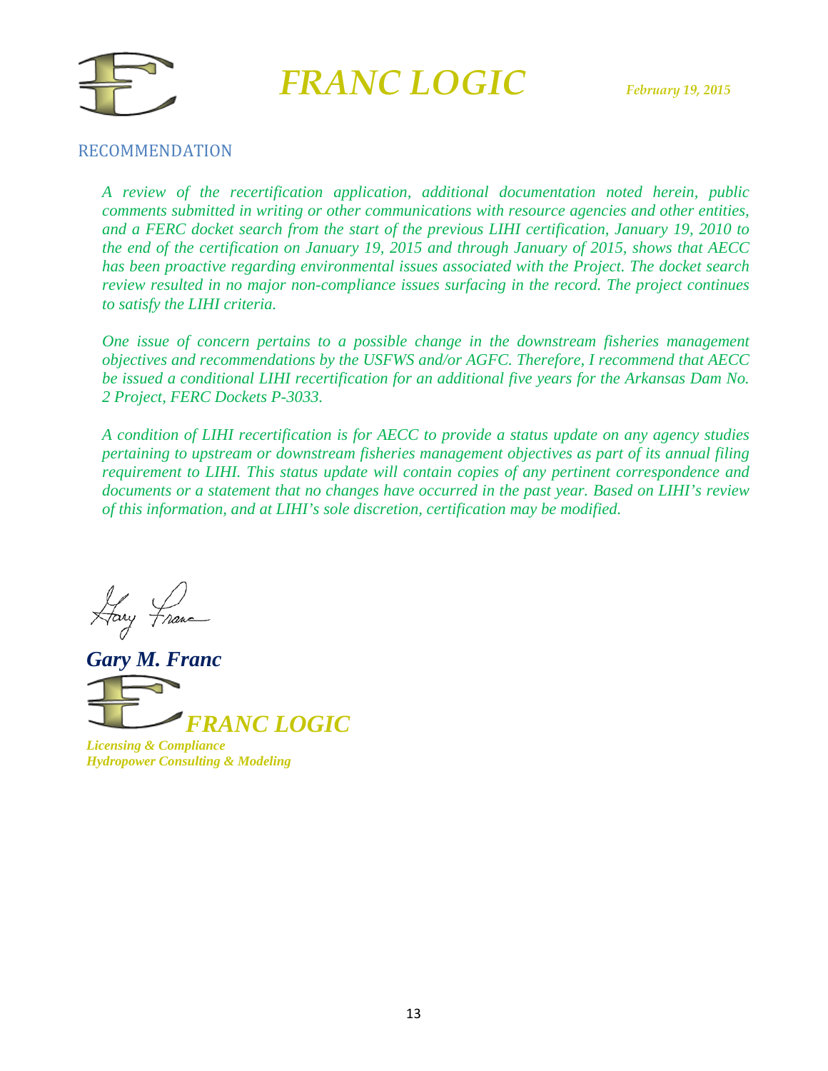## RECOMMENDATION

*A review of the recertification application, additional documentation noted herein, public comments submitted in writing or other communications with resource agencies and other entities, and a FERC docket search from the start of the previous LIHI certification, January 19, 2010 to the end of the certification on January 19, 2015 and through January of 2015, shows that AECC has been proactive regarding environmental issues associated with the Project. The docket search review resulted in no major non-compliance issues surfacing in the record. The project continues to satisfy the LIHI criteria.*

*One issue of concern pertains to a possible change in the downstream fisheries management objectives and recommendations by the USFWS and/or AGFC. Therefore, I recommend that AECC be issued a conditional LIHI recertification for an additional five years for the Arkansas Dam No. 2 Project, FERC Dockets P-3033.*

*A condition of LIHI recertification is for AECC to provide a status update on any agency studies pertaining to upstream or downstream fisheries management objectives as part of its annual filing requirement to LIHI. This status update will contain copies of any pertinent correspondence and documents or a statement that no changes have occurred in the past year. Based on LIHI's review of this information, and at LIHI's sole discretion, certification may be modified.*

***Gary M. Franc***

***FRANC LOGIC***

***Licensing & Compliance***
***Hydropower Consulting & Modeling***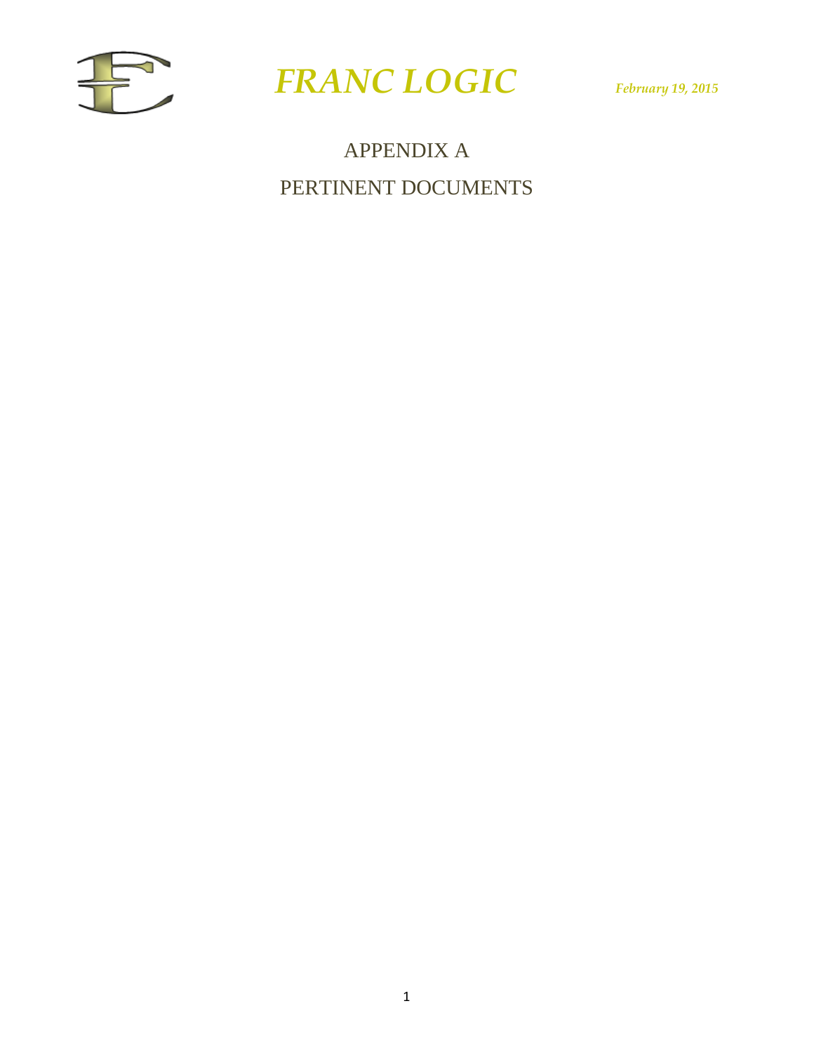# APPENDIX A

## PERTINENT DOCUMENTS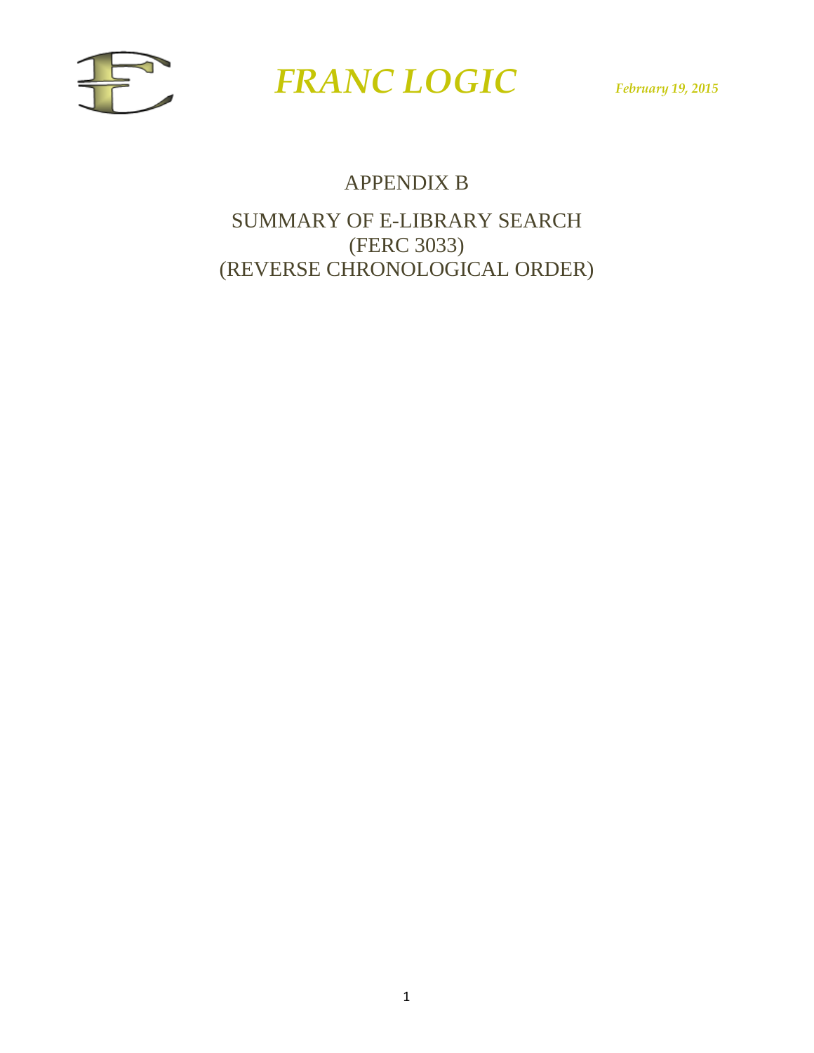# APPENDIX B

## SUMMARY OF E-LIBRARY SEARCH
## (FERC 3033)
## (REVERSE CHRONOLOGICAL ORDER)